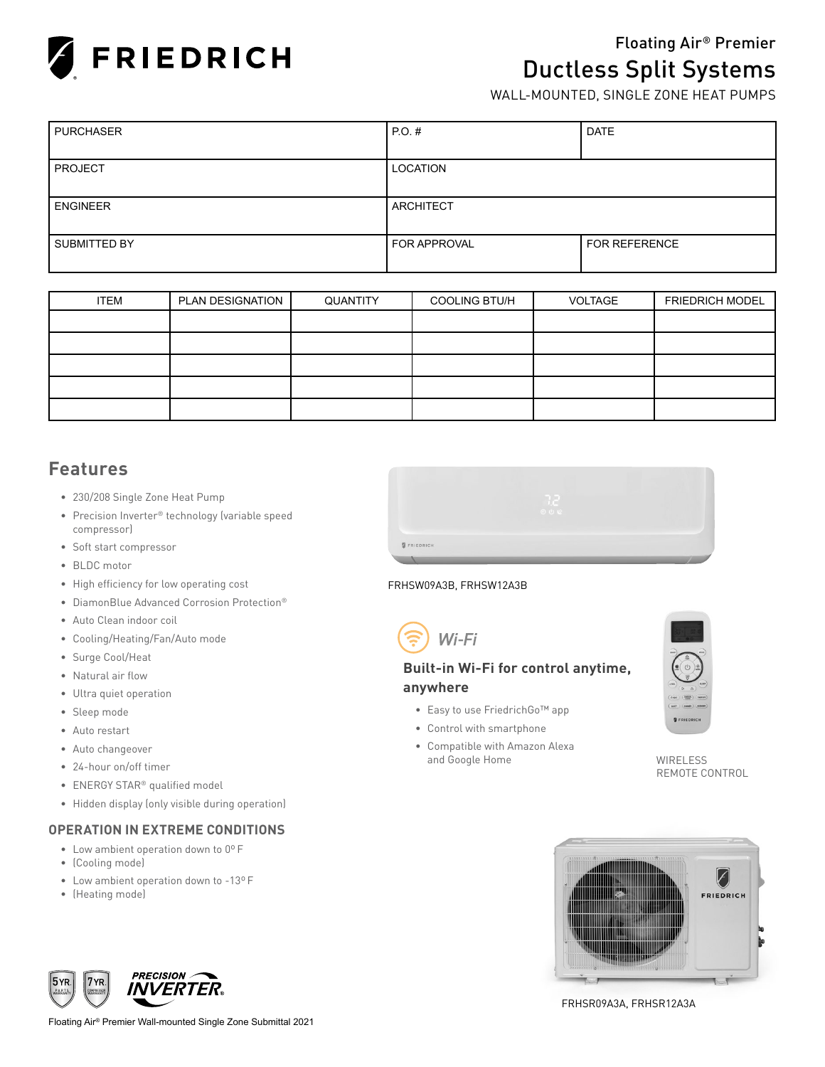# FRIEDRICH

Floating Air® Premier

## Ductless Split Systems

WALL-MOUNTED, SINGLE ZONE HEAT PUMPS

| PURCHASER | P.O. # | DATE |
|---|---|---|
| PROJECT | LOCATION | |
| ENGINEER | ARCHITECT | |
| SUBMITTED BY | FOR APPROVAL | FOR REFERENCE |

| ITEM | PLAN DESIGNATION | QUANTITY | COOLING BTU/H | VOLTAGE | FRIEDRICH MODEL |
|---|---|---|---|---|---|
| | | | | | |
| | | | | | |
| | | | | | |
| | | | | | |
| | | | | | |

## Features

- 230/208 Single Zone Heat Pump
- Precision Inverter® technology (variable speed compressor)
- Soft start compressor
- BLDC motor
- High efficiency for low operating cost
- DiamonBlue Advanced Corrosion Protection®
- Auto Clean indoor coil
- Cooling/Heating/Fan/Auto mode
- Surge Cool/Heat
- Natural air flow
- Ultra quiet operation
- Sleep mode
- Auto restart
- Auto changeover
- 24-hour on/off timer
- ENERGY STAR® qualified model
- Hidden display (only visible during operation)

### OPERATION IN EXTREME CONDITIONS

- Low ambient operation down to 0º F
- (Cooling mode)
- Low ambient operation down to -13º F
- (Heating mode)

FRHSW09A3B, FRHSW12A3B

Wi-Fi

**Built-in Wi-Fi for control anytime, anywhere**

- Easy to use FriedrichGo™ app
- Control with smartphone
- Compatible with Amazon Alexa and Google Home

WIRELESS REMOTE CONTROL

FRHSR09A3A, FRHSR12A3A

5YR. PARTS WARRANTY | 7YR. COMPRESSOR WARRANTY | PRECISION INVERTER®

Floating Air® Premier Wall-mounted Single Zone Submittal 2021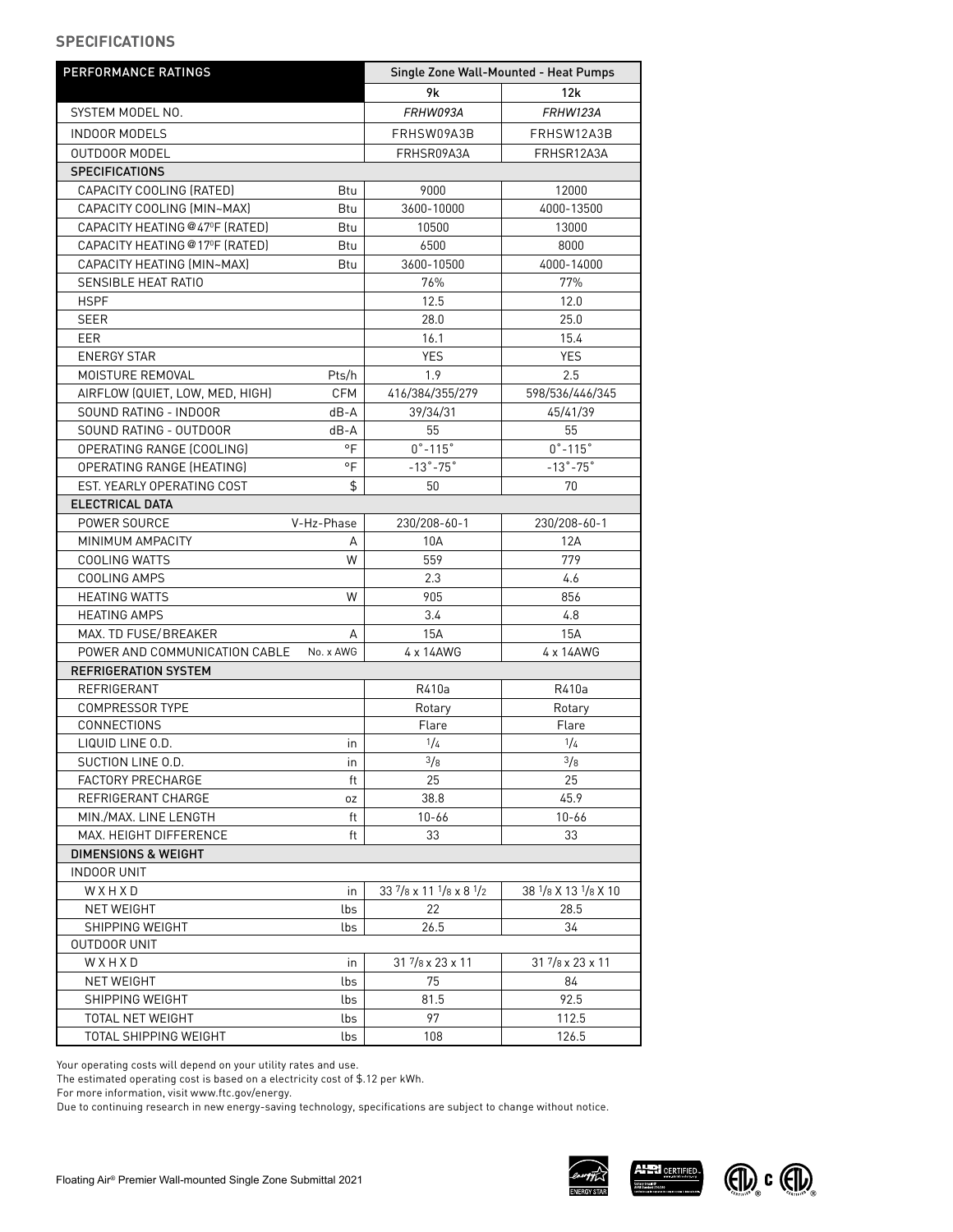## SPECIFICATIONS

| PERFORMANCE RATINGS | | Single Zone Wall-Mounted - Heat Pumps | |
|---|---|---|---|
| | | 9k | 12k |
| SYSTEM MODEL NO. | | *FRHW093A* | *FRHW123A* |
| INDOOR MODELS | | FRHSW09A3B | FRHSW12A3B |
| OUTDOOR MODEL | | FRHSR09A3A | FRHSR12A3A |
| **SPECIFICATIONS** | | | |
| CAPACITY COOLING (RATED) | Btu | 9000 | 12000 |
| CAPACITY COOLING (MIN~MAX) | Btu | 3600-10000 | 4000-13500 |
| CAPACITY HEATING @47°F (RATED) | Btu | 10500 | 13000 |
| CAPACITY HEATING @17°F (RATED) | Btu | 6500 | 8000 |
| CAPACITY HEATING (MIN~MAX) | Btu | 3600-10500 | 4000-14000 |
| SENSIBLE HEAT RATIO | | 76% | 77% |
| HSPF | | 12.5 | 12.0 |
| SEER | | 28.0 | 25.0 |
| EER | | 16.1 | 15.4 |
| ENERGY STAR | | YES | YES |
| MOISTURE REMOVAL | Pts/h | 1.9 | 2.5 |
| AIRFLOW (QUIET, LOW, MED, HIGH) | CFM | 416/384/355/279 | 598/536/446/345 |
| SOUND RATING - INDOOR | dB-A | 39/34/31 | 45/41/39 |
| SOUND RATING - OUTDOOR | dB-A | 55 | 55 |
| OPERATING RANGE (COOLING) | °F | 0˚-115˚ | 0˚-115˚ |
| OPERATING RANGE (HEATING) | °F | -13˚-75˚ | -13˚-75˚ |
| EST. YEARLY OPERATING COST | $ | 50 | 70 |
| **ELECTRICAL DATA** | | | |
| POWER SOURCE | V-Hz-Phase | 230/208-60-1 | 230/208-60-1 |
| MINIMUM AMPACITY | A | 10A | 12A |
| COOLING WATTS | W | 559 | 779 |
| COOLING AMPS | | 2.3 | 4.6 |
| HEATING WATTS | W | 905 | 856 |
| HEATING AMPS | | 3.4 | 4.8 |
| MAX. TD FUSE/BREAKER | A | 15A | 15A |
| POWER AND COMMUNICATION CABLE | No. x AWG | 4 x 14AWG | 4 x 14AWG |
| **REFRIGERATION SYSTEM** | | | |
| REFRIGERANT | | R410a | R410a |
| COMPRESSOR TYPE | | Rotary | Rotary |
| CONNECTIONS | | Flare | Flare |
| LIQUID LINE O.D. | in | 1/4 | 1/4 |
| SUCTION LINE O.D. | in | 3/8 | 3/8 |
| FACTORY PRECHARGE | ft | 25 | 25 |
| REFRIGERANT CHARGE | oz | 38.8 | 45.9 |
| MIN./MAX. LINE LENGTH | ft | 10-66 | 10-66 |
| MAX. HEIGHT DIFFERENCE | ft | 33 | 33 |
| **DIMENSIONS & WEIGHT** | | | |
| INDOOR UNIT | | | |
| W X H X D | in | 33 7/8 x 11 1/8 x 8 1/2 | 38 1/8 X 13 1/8 X 10 |
| NET WEIGHT | lbs | 22 | 28.5 |
| SHIPPING WEIGHT | lbs | 26.5 | 34 |
| OUTDOOR UNIT | | | |
| W X H X D | in | 31 7/8 x 23 x 11 | 31 7/8 x 23 x 11 |
| NET WEIGHT | lbs | 75 | 84 |
| SHIPPING WEIGHT | lbs | 81.5 | 92.5 |
| TOTAL NET WEIGHT | lbs | 97 | 112.5 |
| TOTAL SHIPPING WEIGHT | lbs | 108 | 126.5 |

Your operating costs will depend on your utility rates and use.
The estimated operating cost is based on a electricity cost of $.12 per kWh.
For more information, visit www.ftc.gov/energy.
Due to continuing research in new energy-saving technology, specifications are subject to change without notice.

Floating Air® Premier Wall-mounted Single Zone Submittal 2021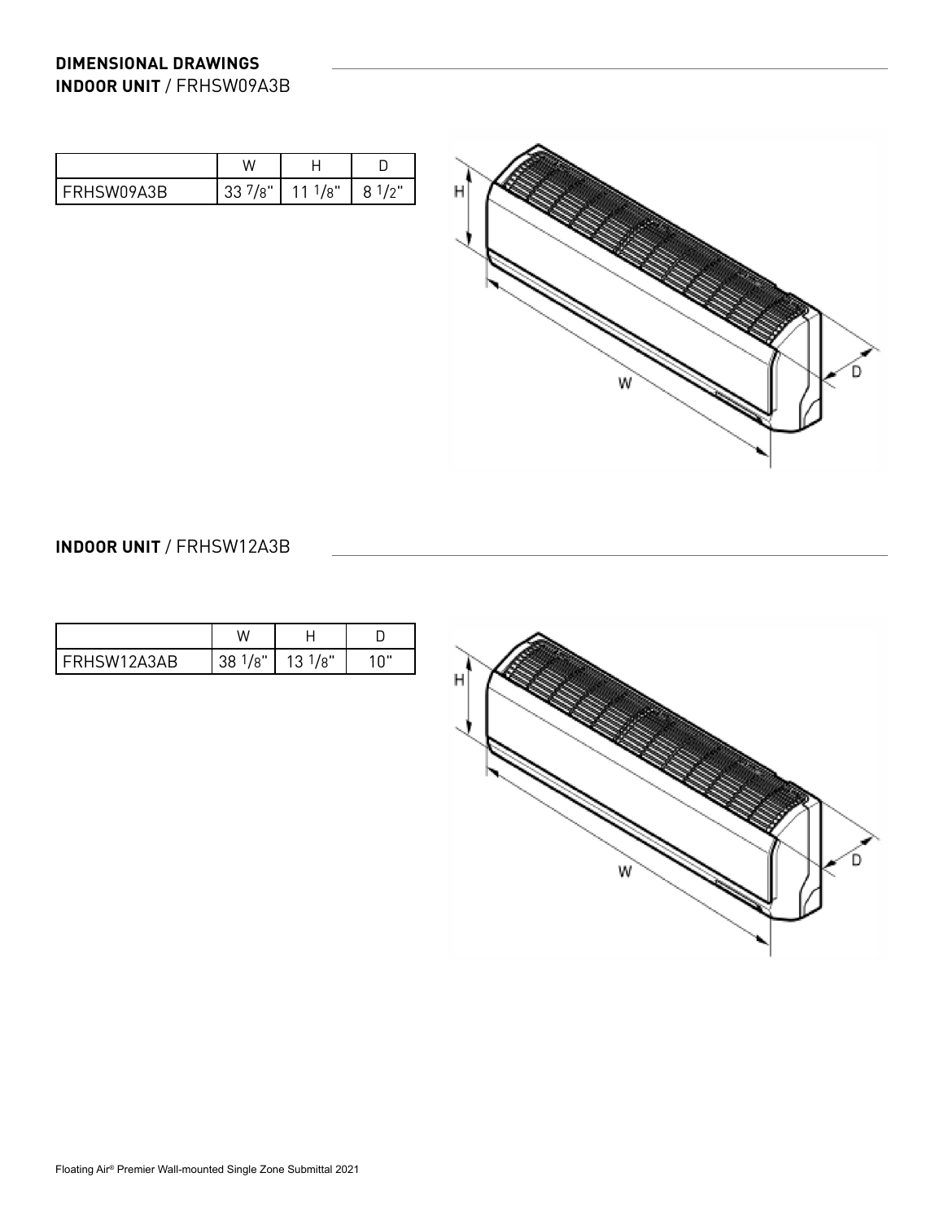## DIMENSIONAL DRAWINGS

### **INDOOR UNIT** / FRHSW09A3B

| | W | H | D |
|---|---|---|---|
| FRHSW09A3B | 33 7/8" | 11 1/8" | 8 1/2" |

### **INDOOR UNIT** / FRHSW12A3B

| | W | H | D |
|---|---|---|---|
| FRHSW12A3AB | 38 1/8" | 13 1/8" | 10" |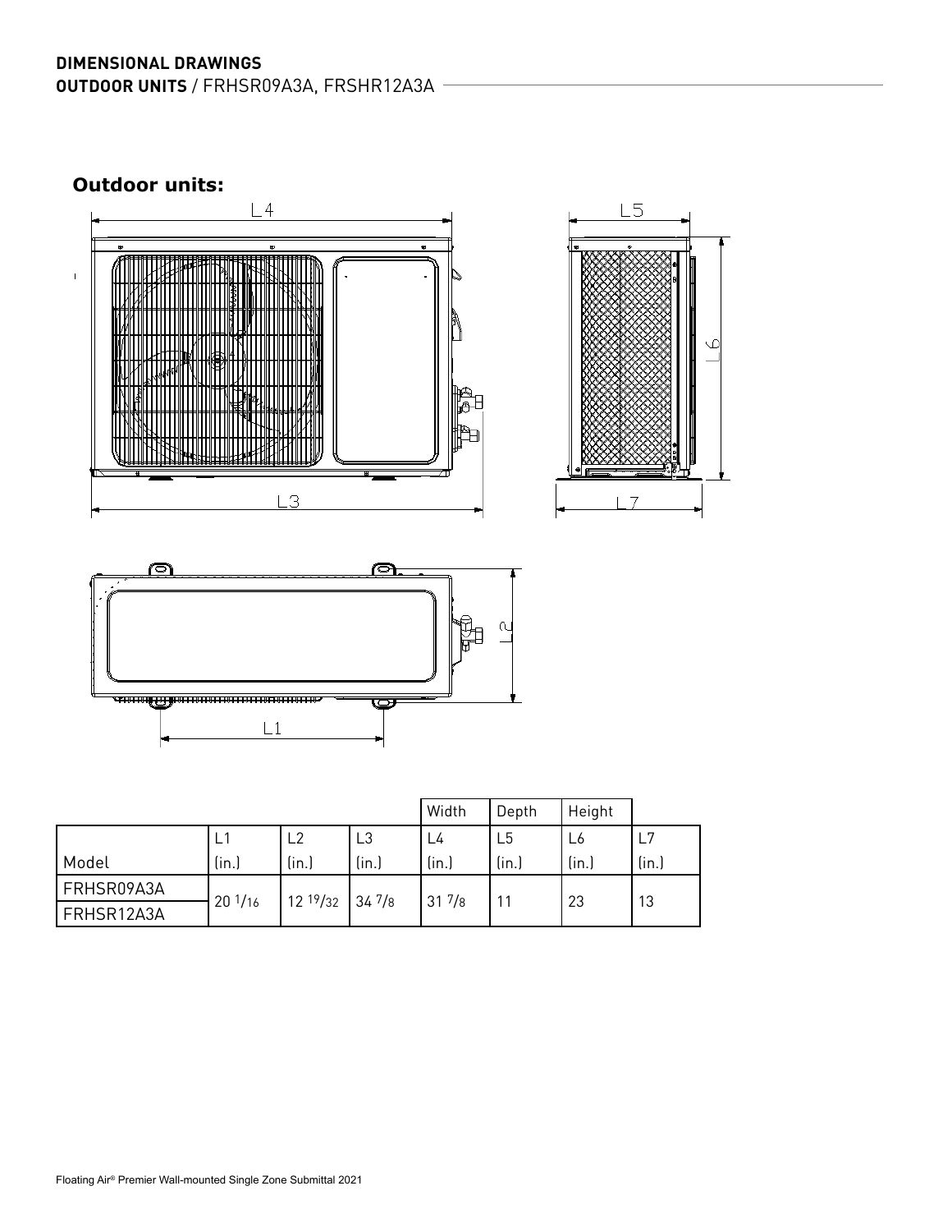**DIMENSIONAL DRAWINGS**

**OUTDOOR UNITS** / FRHSR09A3A, FRSHR12A3A

## Outdoor units:

| | | | | Width | Depth | Height | |
|---|---|---|---|---|---|---|---|
| Model | L1 (in.) | L2 (in.) | L3 (in.) | L4 (in.) | L5 (in.) | L6 (in.) | L7 (in.) |
| FRHSR09A3A | 20 1/16 | 12 19/32 | 34 7/8 | 31 7/8 | 11 | 23 | 13 |
| FRHSR12A3A | | | | | | | |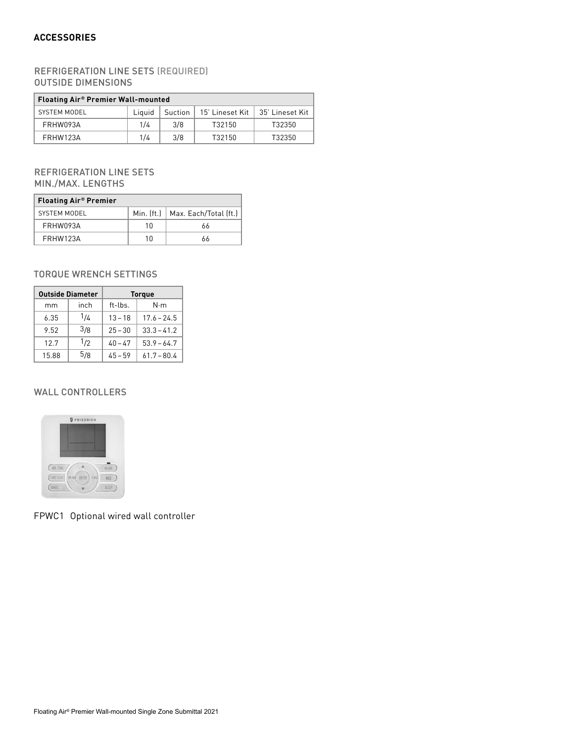## ACCESSORIES

### REFRIGERATION LINE SETS (REQUIRED)
### OUTSIDE DIMENSIONS

| Floating Air® Premier Wall-mounted | | | | |
|---|---|---|---|---|
| SYSTEM MODEL | Liquid | Suction | 15' Lineset Kit | 35' Lineset Kit |
| FRHW093A | 1/4 | 3/8 | T32150 | T32350 |
| FRHW123A | 1/4 | 3/8 | T32150 | T32350 |

### REFRIGERATION LINE SETS
### MIN./MAX. LENGTHS

| Floating Air® Premier | | |
|---|---|---|
| SYSTEM MODEL | Min. (ft.) | Max. Each/Total (ft.) |
| FRHW093A | 10 | 66 |
| FRHW123A | 10 | 66 |

### TORQUE WRENCH SETTINGS

| Outside Diameter | | Torque | |
|---|---|---|---|
| mm | inch | ft-lbs. | N·m |
| 6.35 | 1/4 | 13 – 18 | 17.6 – 24.5 |
| 9.52 | 3/8 | 25 – 30 | 33.3 – 41.2 |
| 12.7 | 1/2 | 40 – 47 | 53.9 – 64.7 |
| 15.88 | 5/8 | 45 – 59 | 61.7 – 80.4 |

### WALL CONTROLLERS

FPWC1 Optional wired wall controller